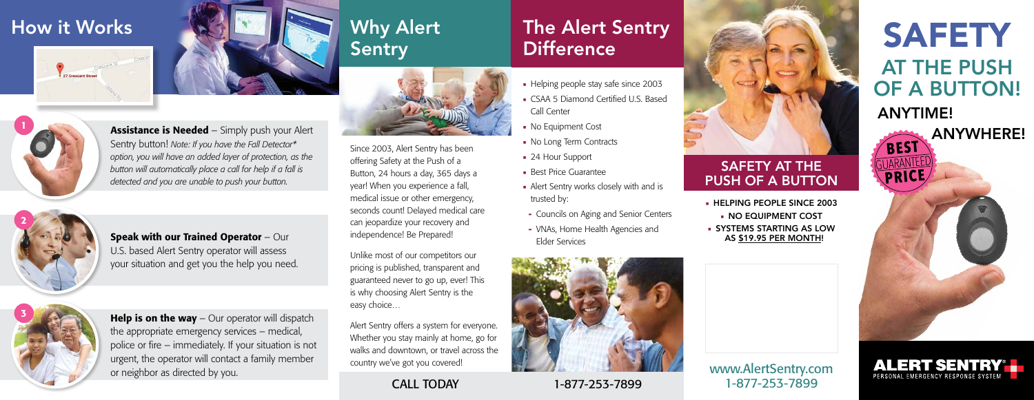# How it Works

**1** **Assistance is Needed** – Simply push your Alert Sentry button! *Note: If you have the Fall Detector* option, you will have an added layer of protection, as the button will automatically place a call for help if a fall is detected and you are unable to push your button.*

**2** **Speak with our Trained Operator** – Our U.S. based Alert Sentry operator will assess your situation and get you the help you need.

**3** **Help is on the way** – Our operator will dispatch the appropriate emergency services – medical, police or fire – immediately. If your situation is not urgent, the operator will contact a family member or neighbor as directed by you.

# Why Alert Sentry

Since 2003, Alert Sentry has been offering Safety at the Push of a Button, 24 hours a day, 365 days a year! When you experience a fall, medical issue or other emergency, seconds count! Delayed medical care can jeopardize your recovery and independence! Be Prepared!

Unlike most of our competitors our pricing is published, transparent and guaranteed never to go up, ever! This is why choosing Alert Sentry is the easy choice…

Alert Sentry offers a system for everyone. Whether you stay mainly at home, go for walks and downtown, or travel across the country we've got you covered!

# The Alert Sentry Difference

- Helping people stay safe since 2003
- CSAA 5 Diamond Certified U.S. Based Call Center
- No Equipment Cost
- No Long Term Contracts
- 24 Hour Support
- Best Price Guarantee
- Alert Sentry works closely with and is trusted by:
  - Councils on Aging and Senior Centers
  - VNAs, Home Health Agencies and Elder Services

CALL TODAY 1-877-253-7899

## SAFETY AT THE PUSH OF A BUTTON

- HELPING PEOPLE SINCE 2003
- NO EQUIPMENT COST
- SYSTEMS STARTING AS LOW AS $19.95 PER MONTH!

www.AlertSentry.com
1-877-253-7899

# SAFETY AT THE PUSH OF A BUTTON!

ANYTIME! ANYWHERE!

BEST GUARANTEED PRICE

ALERT SENTRY® PERSONAL EMERGENCY RESPONSE SYSTEM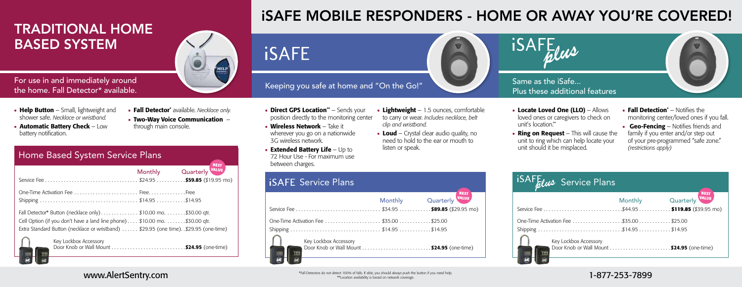# TRADITIONAL HOME BASED SYSTEM

For use in and immediately around the home. Fall Detector* available.

- **Help Button** – Small, lightweight and shower safe. *Necklace or wristband.*
- **Automatic Battery Check** – Low battery notification.
- **Fall Detector*** available. *Necklace only.*
- **Two-Way Voice Communication** – through main console.

## Home Based System Service Plans

| | Monthly | Quarterly BEST VALUE |
|---|---|---|
| Service Fee | $24.95 | **$59.85** ($19.95 mo) |
| One-Time Activation Fee | Free | Free |
| Shipping | $14.95 | $14.95 |
| Fall Detector* (necklace only) | $10.00 mo. | $30.00 qtr. |
| Cell Option (if you don't have a land line phone) | $10.00 mo. | $30.00 qtr. |
| Extra Standard Button (necklace or wristband) | $29.95 (one time) | $29.95 (one-time) |
| Key Lockbox Accessory Door Knob or Wall Mount | | **$24.95** (one-time) |

# iSAFE MOBILE RESPONDERS - HOME OR AWAY YOU'RE COVERED!

## iSAFE

Keeping you safe at home and "On the Go!"

- **Direct GPS Location**** – Sends your position directly to the monitoring center
- **Wireless Network** – Take it wherever you go on a nationwide 3G wireless network.
- **Extended Battery Life** – Up to 72 Hour Use - For maximum use between charges.
- **Lightweight** – 1.5 ounces, comfortable to carry or wear. *Includes necklace, belt clip and wristband.*
- **Loud** – Crystal clear audio quality, no need to hold to the ear or mouth to listen or speak.

### iSAFE Service Plans

| | Monthly | Quarterly BEST VALUE |
|---|---|---|
| Service Fee | $34.95 | **$89.85** ($29.95 mo) |
| One-Time Activation Fee | $35.00 | $25.00 |
| Shipping | $14.95 | $14.95 |
| Key Lockbox Accessory Door Knob or Wall Mount | | **$24.95** (one-time) |

## iSAFE plus

Same as the iSafe... Plus these additional features

- **Locate Loved One (LLO)** – Allows loved ones or caregivers to check on unit's location.**
- **Ring on Request** – This will cause the unit to ring which can help locate your unit should it be misplaced.
- **Fall Detection*** – Notifies the monitoring center/loved ones if you fall.
- **Geo-Fencing** – Notifies friends and family if you enter and/or step out of your pre-programmed "safe zone." *(restrictions apply)*

### iSAFE plus Service Plans

| | Monthly | Quarterly BEST VALUE |
|---|---|---|
| Service Fee | $44.95 | **$119.85** ($39.95 mo) |
| One-Time Activation Fee | $35.00 | $25.00 |
| Shipping | $14.95 | $14.95 |
| Key Lockbox Accessory Door Knob or Wall Mount | | **$24.95** (one-time) |

www.AlertSentry.com

*Fall Detectors do not detect 100% of falls. If able, you should always push the button if you need help.
**Location availability is based on network coverage.

1-877-253-7899